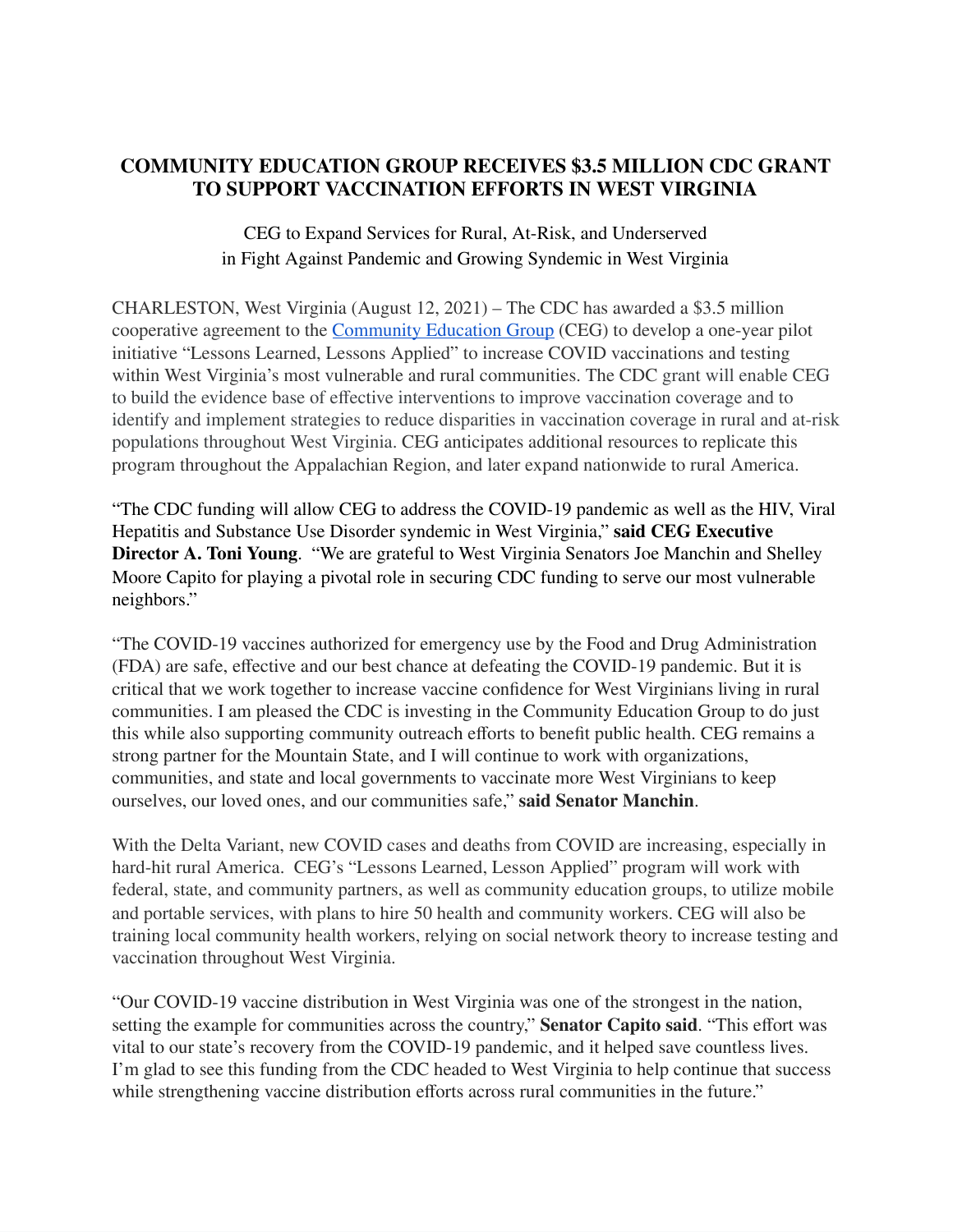# COMMUNITY EDUCATION GROUP RECEIVES $3.5 MILLION CDC GRANT TO SUPPORT VACCINATION EFFORTS IN WEST VIRGINIA

CEG to Expand Services for Rural, At-Risk, and Underserved in Fight Against Pandemic and Growing Syndemic in West Virginia

CHARLESTON, West Virginia (August 12, 2021) – The CDC has awarded a $3.5 million cooperative agreement to the [Community Education Group](Community Education Group) (CEG) to develop a one-year pilot initiative "Lessons Learned, Lessons Applied" to increase COVID vaccinations and testing within West Virginia's most vulnerable and rural communities. The CDC grant will enable CEG to build the evidence base of effective interventions to improve vaccination coverage and to identify and implement strategies to reduce disparities in vaccination coverage in rural and at-risk populations throughout West Virginia. CEG anticipates additional resources to replicate this program throughout the Appalachian Region, and later expand nationwide to rural America.

"The CDC funding will allow CEG to address the COVID-19 pandemic as well as the HIV, Viral Hepatitis and Substance Use Disorder syndemic in West Virginia," **said CEG Executive Director A. Toni Young**. "We are grateful to West Virginia Senators Joe Manchin and Shelley Moore Capito for playing a pivotal role in securing CDC funding to serve our most vulnerable neighbors."

"The COVID-19 vaccines authorized for emergency use by the Food and Drug Administration (FDA) are safe, effective and our best chance at defeating the COVID-19 pandemic. But it is critical that we work together to increase vaccine confidence for West Virginians living in rural communities. I am pleased the CDC is investing in the Community Education Group to do just this while also supporting community outreach efforts to benefit public health. CEG remains a strong partner for the Mountain State, and I will continue to work with organizations, communities, and state and local governments to vaccinate more West Virginians to keep ourselves, our loved ones, and our communities safe," **said Senator Manchin**.

With the Delta Variant, new COVID cases and deaths from COVID are increasing, especially in hard-hit rural America. CEG's "Lessons Learned, Lesson Applied" program will work with federal, state, and community partners, as well as community education groups, to utilize mobile and portable services, with plans to hire 50 health and community workers. CEG will also be training local community health workers, relying on social network theory to increase testing and vaccination throughout West Virginia.

"Our COVID-19 vaccine distribution in West Virginia was one of the strongest in the nation, setting the example for communities across the country," **Senator Capito said**. "This effort was vital to our state's recovery from the COVID-19 pandemic, and it helped save countless lives. I'm glad to see this funding from the CDC headed to West Virginia to help continue that success while strengthening vaccine distribution efforts across rural communities in the future."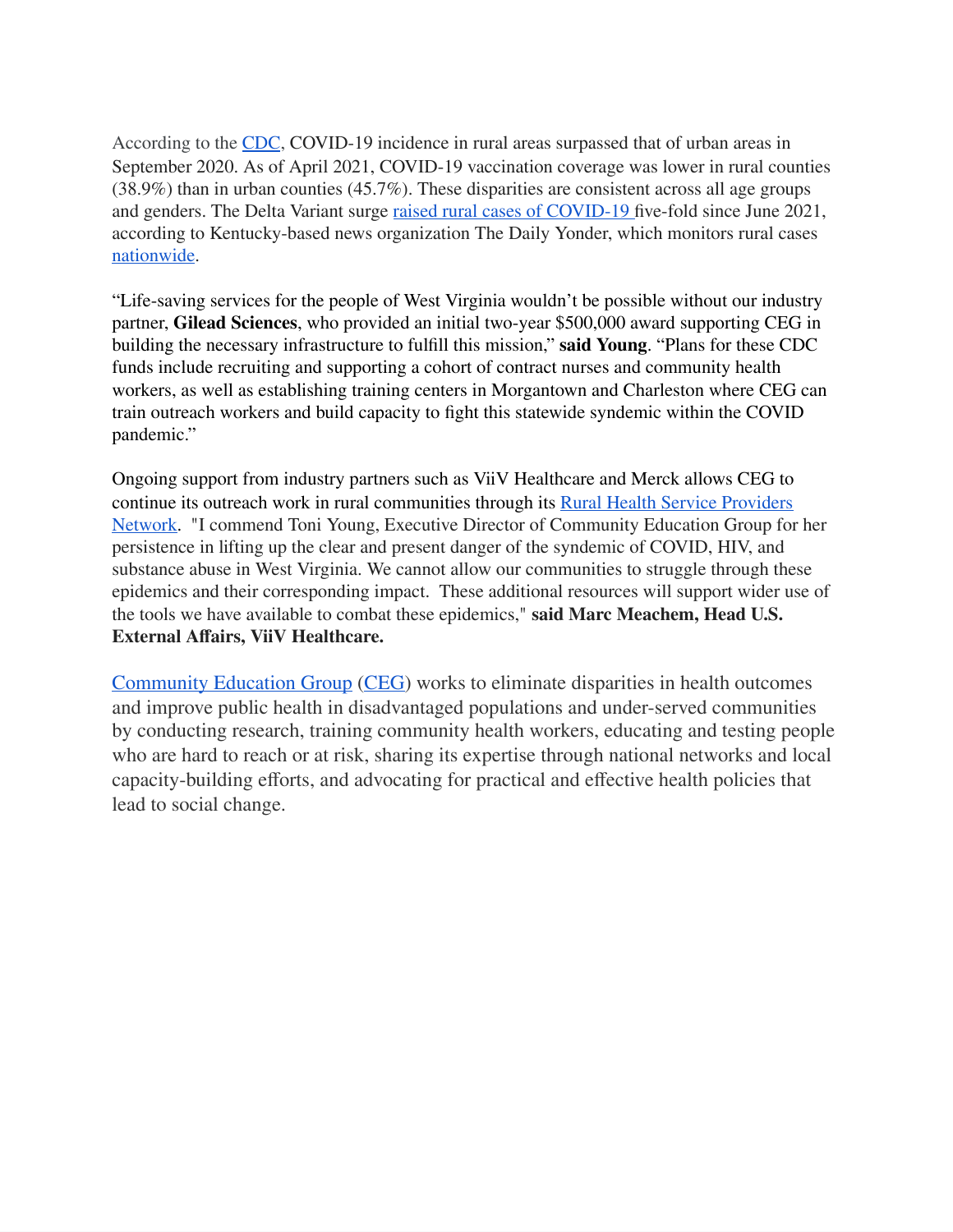According to the CDC, COVID-19 incidence in rural areas surpassed that of urban areas in September 2020. As of April 2021, COVID-19 vaccination coverage was lower in rural counties (38.9%) than in urban counties (45.7%). These disparities are consistent across all age groups and genders. The Delta Variant surge raised rural cases of COVID-19 five-fold since June 2021, according to Kentucky-based news organization The Daily Yonder, which monitors rural cases nationwide.

"Life-saving services for the people of West Virginia wouldn't be possible without our industry partner, **Gilead Sciences**, who provided an initial two-year $500,000 award supporting CEG in building the necessary infrastructure to fulfill this mission," **said Young**. "Plans for these CDC funds include recruiting and supporting a cohort of contract nurses and community health workers, as well as establishing training centers in Morgantown and Charleston where CEG can train outreach workers and build capacity to fight this statewide syndemic within the COVID pandemic."

Ongoing support from industry partners such as ViiV Healthcare and Merck allows CEG to continue its outreach work in rural communities through its Rural Health Service Providers Network. "I commend Toni Young, Executive Director of Community Education Group for her persistence in lifting up the clear and present danger of the syndemic of COVID, HIV, and substance abuse in West Virginia. We cannot allow our communities to struggle through these epidemics and their corresponding impact. These additional resources will support wider use of the tools we have available to combat these epidemics," **said Marc Meachem, Head U.S. External Affairs, ViiV Healthcare.**

Community Education Group (CEG) works to eliminate disparities in health outcomes and improve public health in disadvantaged populations and under-served communities by conducting research, training community health workers, educating and testing people who are hard to reach or at risk, sharing its expertise through national networks and local capacity-building efforts, and advocating for practical and effective health policies that lead to social change.